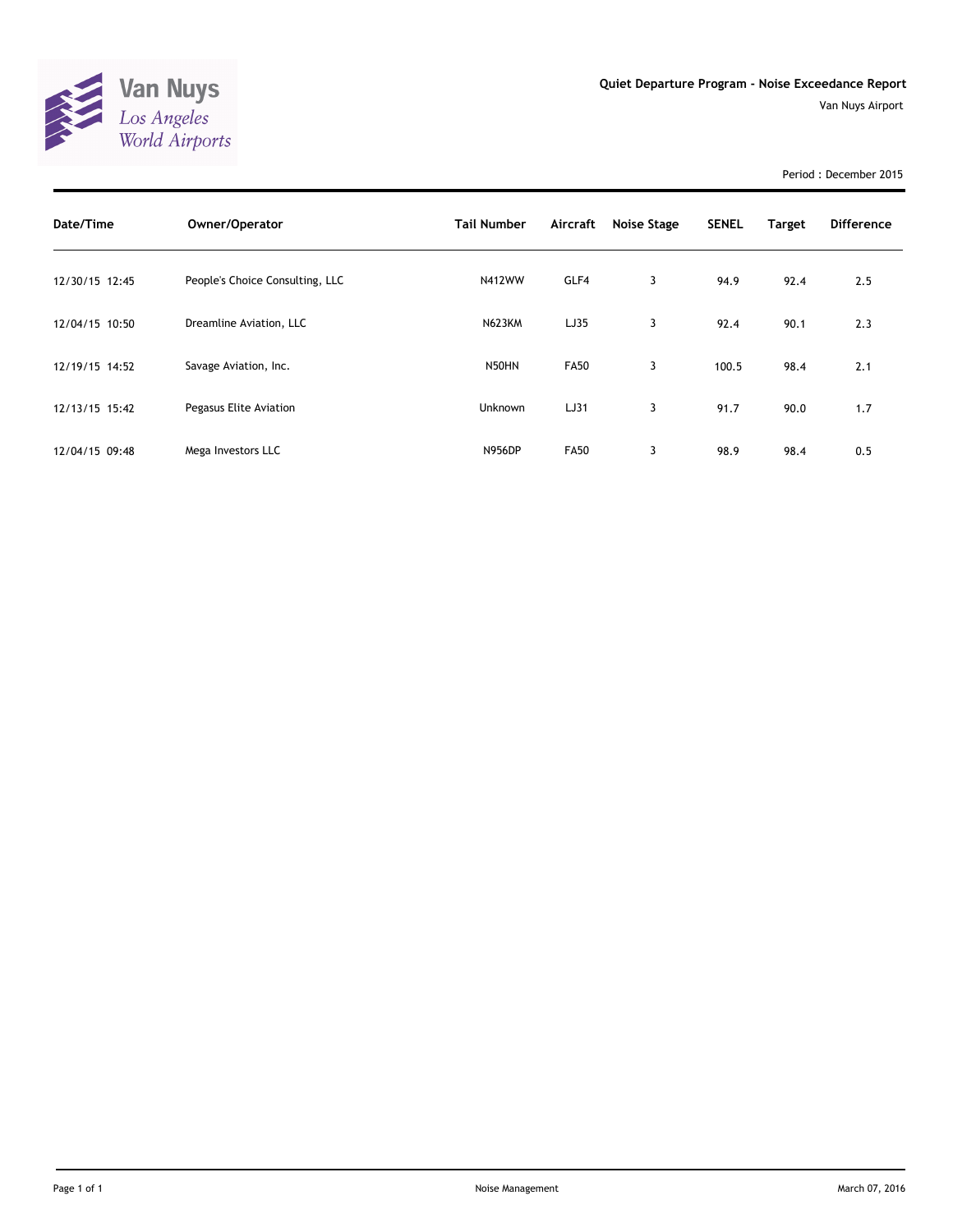Van Nuys
*Los Angeles World Airports*

## Quiet Departure Program - Noise Exceedance Report

Van Nuys Airport

Period : December 2015

| Date/Time | Owner/Operator | Tail Number | Aircraft | Noise Stage | SENEL | Target | Difference |
|---|---|---|---|---|---|---|---|
| 12/30/15 12:45 | People's Choice Consulting, LLC | N412WW | GLF4 | 3 | 94.9 | 92.4 | 2.5 |
| 12/04/15 10:50 | Dreamline Aviation, LLC | N623KM | LJ35 | 3 | 92.4 | 90.1 | 2.3 |
| 12/19/15 14:52 | Savage Aviation, Inc. | N50HN | FA50 | 3 | 100.5 | 98.4 | 2.1 |
| 12/13/15 15:42 | Pegasus Elite Aviation | Unknown | LJ31 | 3 | 91.7 | 90.0 | 1.7 |
| 12/04/15 09:48 | Mega Investors LLC | N956DP | FA50 | 3 | 98.9 | 98.4 | 0.5 |

Noise Management

March 07, 2016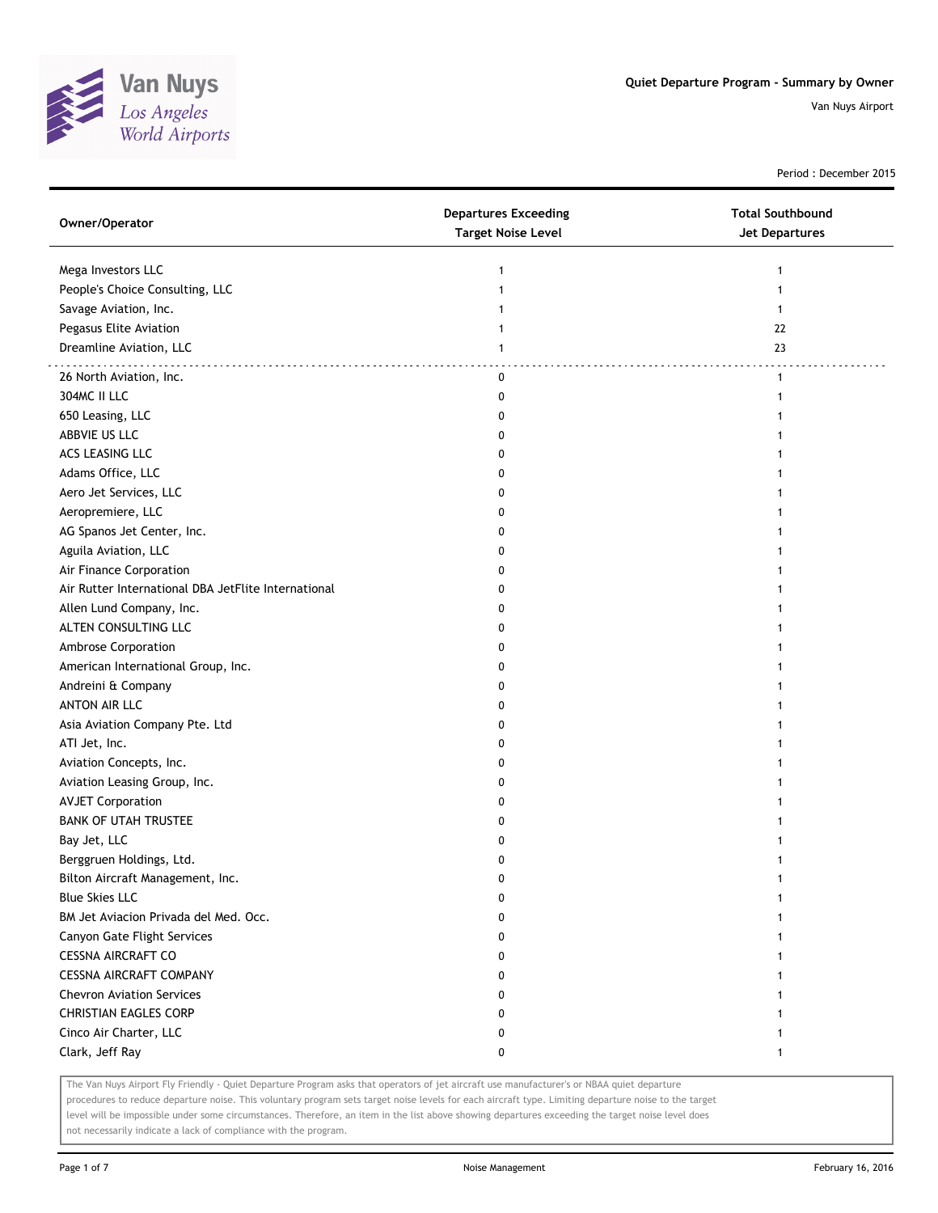Van Nuys
Los Angeles
World Airports

## Quiet Departure Program - Summary by Owner

Van Nuys Airport

Period : December 2015

| Owner/Operator | Departures Exceeding Target Noise Level | Total Southbound Jet Departures |
|---|---|---|
| Mega Investors LLC | 1 | 1 |
| People's Choice Consulting, LLC | 1 | 1 |
| Savage Aviation, Inc. | 1 | 1 |
| Pegasus Elite Aviation | 1 | 22 |
| Dreamline Aviation, LLC | 1 | 23 |
| 26 North Aviation, Inc. | 0 | 1 |
| 304MC II LLC | 0 | 1 |
| 650 Leasing, LLC | 0 | 1 |
| ABBVIE US LLC | 0 | 1 |
| ACS LEASING LLC | 0 | 1 |
| Adams Office, LLC | 0 | 1 |
| Aero Jet Services, LLC | 0 | 1 |
| Aeropremiere, LLC | 0 | 1 |
| AG Spanos Jet Center, Inc. | 0 | 1 |
| Aguila Aviation, LLC | 0 | 1 |
| Air Finance Corporation | 0 | 1 |
| Air Rutter International DBA JetFlite International | 0 | 1 |
| Allen Lund Company, Inc. | 0 | 1 |
| ALTEN CONSULTING LLC | 0 | 1 |
| Ambrose Corporation | 0 | 1 |
| American International Group, Inc. | 0 | 1 |
| Andreini & Company | 0 | 1 |
| ANTON AIR LLC | 0 | 1 |
| Asia Aviation Company Pte. Ltd | 0 | 1 |
| ATI Jet, Inc. | 0 | 1 |
| Aviation Concepts, Inc. | 0 | 1 |
| Aviation Leasing Group, Inc. | 0 | 1 |
| AVJET Corporation | 0 | 1 |
| BANK OF UTAH TRUSTEE | 0 | 1 |
| Bay Jet, LLC | 0 | 1 |
| Berggruen Holdings, Ltd. | 0 | 1 |
| Bilton Aircraft Management, Inc. | 0 | 1 |
| Blue Skies LLC | 0 | 1 |
| BM Jet Aviacion Privada del Med. Occ. | 0 | 1 |
| Canyon Gate Flight Services | 0 | 1 |
| CESSNA AIRCRAFT CO | 0 | 1 |
| CESSNA AIRCRAFT COMPANY | 0 | 1 |
| Chevron Aviation Services | 0 | 1 |
| CHRISTIAN EAGLES CORP | 0 | 1 |
| Cinco Air Charter, LLC | 0 | 1 |
| Clark, Jeff Ray | 0 | 1 |

The Van Nuys Airport Fly Friendly - Quiet Departure Program asks that operators of jet aircraft use manufacturer's or NBAA quiet departure procedures to reduce departure noise. This voluntary program sets target noise levels for each aircraft type. Limiting departure noise to the target level will be impossible under some circumstances. Therefore, an item in the list above showing departures exceeding the target noise level does not necessarily indicate a lack of compliance with the program.

Noise Management

February 16, 2016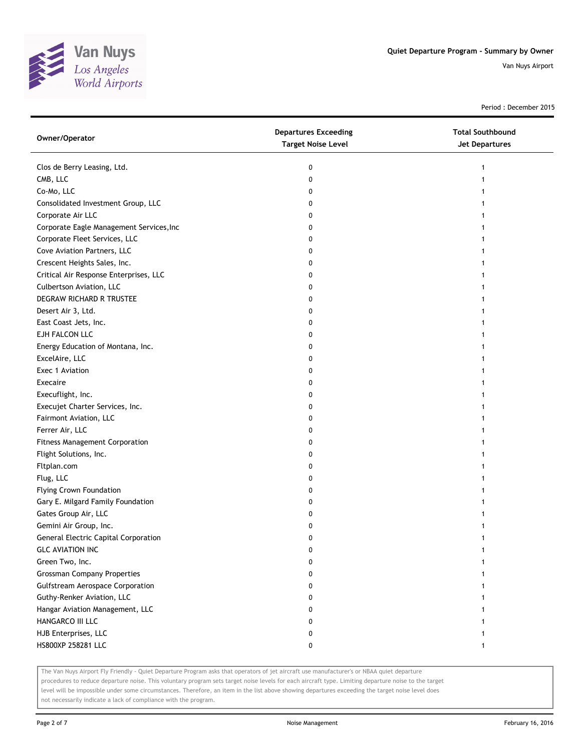# Quiet Departure Program - Summary by Owner

Van Nuys Airport

Period : December 2015

| Owner/Operator | Departures Exceeding Target Noise Level | Total Southbound Jet Departures |
|---|---|---|
| Clos de Berry Leasing, Ltd. | 0 | 1 |
| CMB, LLC | 0 | 1 |
| Co-Mo, LLC | 0 | 1 |
| Consolidated Investment Group, LLC | 0 | 1 |
| Corporate Air LLC | 0 | 1 |
| Corporate Eagle Management Services,Inc | 0 | 1 |
| Corporate Fleet Services, LLC | 0 | 1 |
| Cove Aviation Partners, LLC | 0 | 1 |
| Crescent Heights Sales, Inc. | 0 | 1 |
| Critical Air Response Enterprises, LLC | 0 | 1 |
| Culbertson Aviation, LLC | 0 | 1 |
| DEGRAW RICHARD R TRUSTEE | 0 | 1 |
| Desert Air 3, Ltd. | 0 | 1 |
| East Coast Jets, Inc. | 0 | 1 |
| EJH FALCON LLC | 0 | 1 |
| Energy Education of Montana, Inc. | 0 | 1 |
| ExcelAire, LLC | 0 | 1 |
| Exec 1 Aviation | 0 | 1 |
| Execaire | 0 | 1 |
| Execuflight, Inc. | 0 | 1 |
| Execujet Charter Services, Inc. | 0 | 1 |
| Fairmont Aviation, LLC | 0 | 1 |
| Ferrer Air, LLC | 0 | 1 |
| Fitness Management Corporation | 0 | 1 |
| Flight Solutions, Inc. | 0 | 1 |
| Fltplan.com | 0 | 1 |
| Flug, LLC | 0 | 1 |
| Flying Crown Foundation | 0 | 1 |
| Gary E. Milgard Family Foundation | 0 | 1 |
| Gates Group Air, LLC | 0 | 1 |
| Gemini Air Group, Inc. | 0 | 1 |
| General Electric Capital Corporation | 0 | 1 |
| GLC AVIATION INC | 0 | 1 |
| Green Two, Inc. | 0 | 1 |
| Grossman Company Properties | 0 | 1 |
| Gulfstream Aerospace Corporation | 0 | 1 |
| Guthy-Renker Aviation, LLC | 0 | 1 |
| Hangar Aviation Management, LLC | 0 | 1 |
| HANGARCO III LLC | 0 | 1 |
| HJB Enterprises, LLC | 0 | 1 |
| HS800XP 258281 LLC | 0 | 1 |

The Van Nuys Airport Fly Friendly - Quiet Departure Program asks that operators of jet aircraft use manufacturer's or NBAA quiet departure procedures to reduce departure noise. This voluntary program sets target noise levels for each aircraft type. Limiting departure noise to the target level will be impossible under some circumstances. Therefore, an item in the list above showing departures exceeding the target noise level does not necessarily indicate a lack of compliance with the program.

Noise Management

February 16, 2016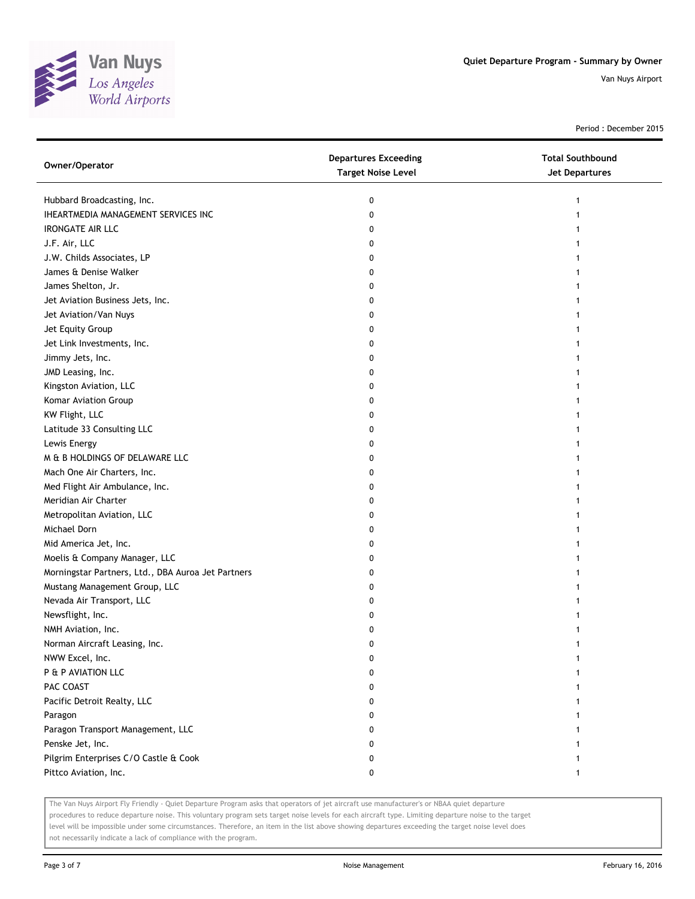# Quiet Departure Program - Summary by Owner

Van Nuys Airport

Period : December 2015

| Owner/Operator | Departures Exceeding Target Noise Level | Total Southbound Jet Departures |
|---|---|---|
| Hubbard Broadcasting, Inc. | 0 | 1 |
| IHEARTMEDIA MANAGEMENT SERVICES INC | 0 | 1 |
| IRONGATE AIR LLC | 0 | 1 |
| J.F. Air, LLC | 0 | 1 |
| J.W. Childs Associates, LP | 0 | 1 |
| James & Denise Walker | 0 | 1 |
| James Shelton, Jr. | 0 | 1 |
| Jet Aviation Business Jets, Inc. | 0 | 1 |
| Jet Aviation/Van Nuys | 0 | 1 |
| Jet Equity Group | 0 | 1 |
| Jet Link Investments, Inc. | 0 | 1 |
| Jimmy Jets, Inc. | 0 | 1 |
| JMD Leasing, Inc. | 0 | 1 |
| Kingston Aviation, LLC | 0 | 1 |
| Komar Aviation Group | 0 | 1 |
| KW Flight, LLC | 0 | 1 |
| Latitude 33 Consulting LLC | 0 | 1 |
| Lewis Energy | 0 | 1 |
| M & B HOLDINGS OF DELAWARE LLC | 0 | 1 |
| Mach One Air Charters, Inc. | 0 | 1 |
| Med Flight Air Ambulance, Inc. | 0 | 1 |
| Meridian Air Charter | 0 | 1 |
| Metropolitan Aviation, LLC | 0 | 1 |
| Michael Dorn | 0 | 1 |
| Mid America Jet, Inc. | 0 | 1 |
| Moelis & Company Manager, LLC | 0 | 1 |
| Morningstar Partners, Ltd., DBA Auroa Jet Partners | 0 | 1 |
| Mustang Management Group, LLC | 0 | 1 |
| Nevada Air Transport, LLC | 0 | 1 |
| Newsflight, Inc. | 0 | 1 |
| NMH Aviation, Inc. | 0 | 1 |
| Norman Aircraft Leasing, Inc. | 0 | 1 |
| NWW Excel, Inc. | 0 | 1 |
| P & P AVIATION LLC | 0 | 1 |
| PAC COAST | 0 | 1 |
| Pacific Detroit Realty, LLC | 0 | 1 |
| Paragon | 0 | 1 |
| Paragon Transport Management, LLC | 0 | 1 |
| Penske Jet, Inc. | 0 | 1 |
| Pilgrim Enterprises C/O Castle & Cook | 0 | 1 |
| Pittco Aviation, Inc. | 0 | 1 |

The Van Nuys Airport Fly Friendly - Quiet Departure Program asks that operators of jet aircraft use manufacturer's or NBAA quiet departure procedures to reduce departure noise. This voluntary program sets target noise levels for each aircraft type. Limiting departure noise to the target level will be impossible under some circumstances. Therefore, an item in the list above showing departures exceeding the target noise level does not necessarily indicate a lack of compliance with the program.

Noise Management

February 16, 2016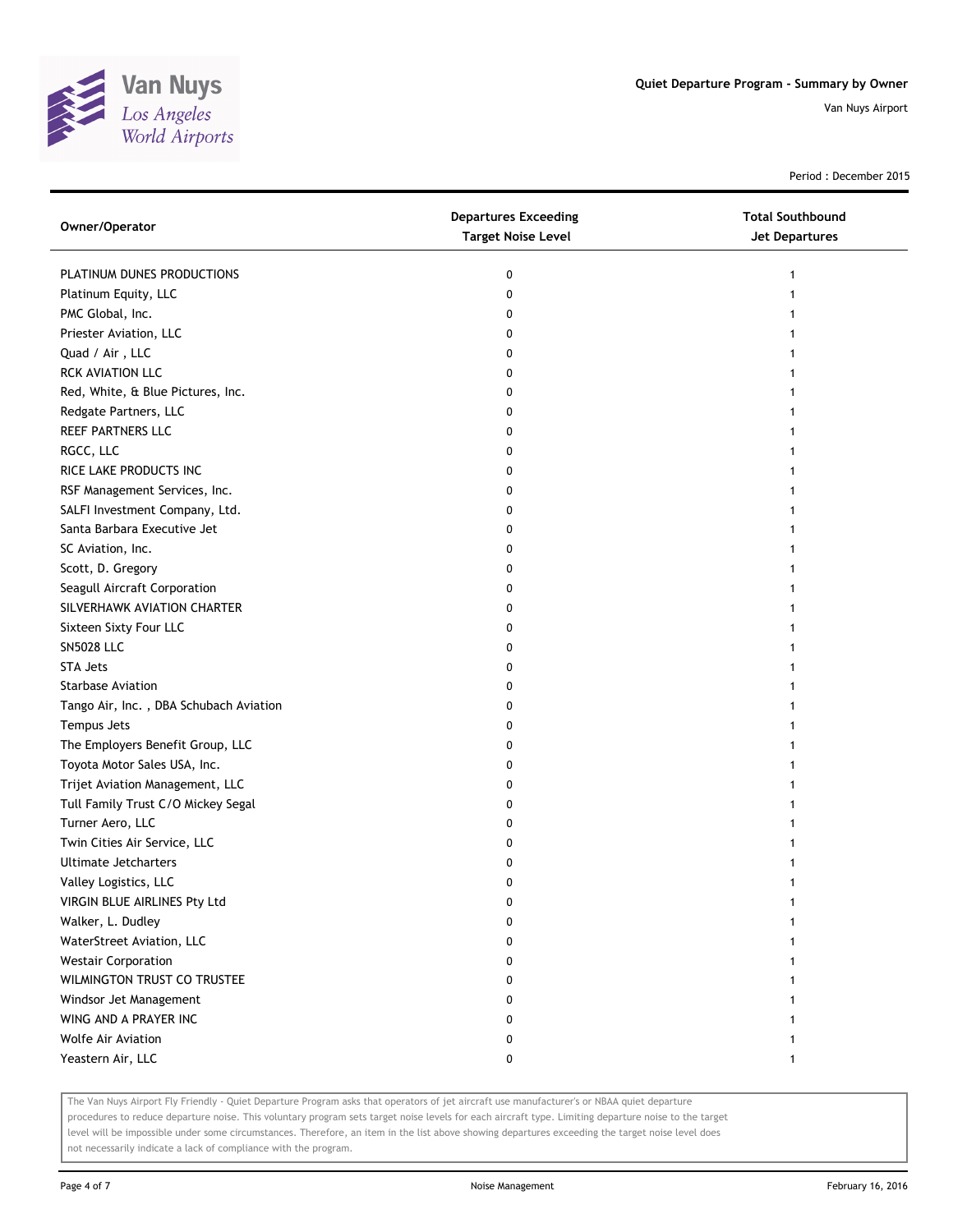# Quiet Departure Program - Summary by Owner

Van Nuys Airport

Period : December 2015

| Owner/Operator | Departures Exceeding Target Noise Level | Total Southbound Jet Departures |
|---|---|---|
| PLATINUM DUNES PRODUCTIONS | 0 | 1 |
| Platinum Equity, LLC | 0 | 1 |
| PMC Global, Inc. | 0 | 1 |
| Priester Aviation, LLC | 0 | 1 |
| Quad / Air , LLC | 0 | 1 |
| RCK AVIATION LLC | 0 | 1 |
| Red, White, & Blue Pictures, Inc. | 0 | 1 |
| Redgate Partners, LLC | 0 | 1 |
| REEF PARTNERS LLC | 0 | 1 |
| RGCC, LLC | 0 | 1 |
| RICE LAKE PRODUCTS INC | 0 | 1 |
| RSF Management Services, Inc. | 0 | 1 |
| SALFI Investment Company, Ltd. | 0 | 1 |
| Santa Barbara Executive Jet | 0 | 1 |
| SC Aviation, Inc. | 0 | 1 |
| Scott, D. Gregory | 0 | 1 |
| Seagull Aircraft Corporation | 0 | 1 |
| SILVERHAWK AVIATION CHARTER | 0 | 1 |
| Sixteen Sixty Four LLC | 0 | 1 |
| SN5028 LLC | 0 | 1 |
| STA Jets | 0 | 1 |
| Starbase Aviation | 0 | 1 |
| Tango Air, Inc. , DBA Schubach Aviation | 0 | 1 |
| Tempus Jets | 0 | 1 |
| The Employers Benefit Group, LLC | 0 | 1 |
| Toyota Motor Sales USA, Inc. | 0 | 1 |
| Trijet Aviation Management, LLC | 0 | 1 |
| Tull Family Trust C/O Mickey Segal | 0 | 1 |
| Turner Aero, LLC | 0 | 1 |
| Twin Cities Air Service, LLC | 0 | 1 |
| Ultimate Jetcharters | 0 | 1 |
| Valley Logistics, LLC | 0 | 1 |
| VIRGIN BLUE AIRLINES Pty Ltd | 0 | 1 |
| Walker, L. Dudley | 0 | 1 |
| WaterStreet Aviation, LLC | 0 | 1 |
| Westair Corporation | 0 | 1 |
| WILMINGTON TRUST CO TRUSTEE | 0 | 1 |
| Windsor Jet Management | 0 | 1 |
| WING AND A PRAYER INC | 0 | 1 |
| Wolfe Air Aviation | 0 | 1 |
| Yeastern Air, LLC | 0 | 1 |

The Van Nuys Airport Fly Friendly - Quiet Departure Program asks that operators of jet aircraft use manufacturer's or NBAA quiet departure procedures to reduce departure noise. This voluntary program sets target noise levels for each aircraft type. Limiting departure noise to the target level will be impossible under some circumstances. Therefore, an item in the list above showing departures exceeding the target noise level does not necessarily indicate a lack of compliance with the program.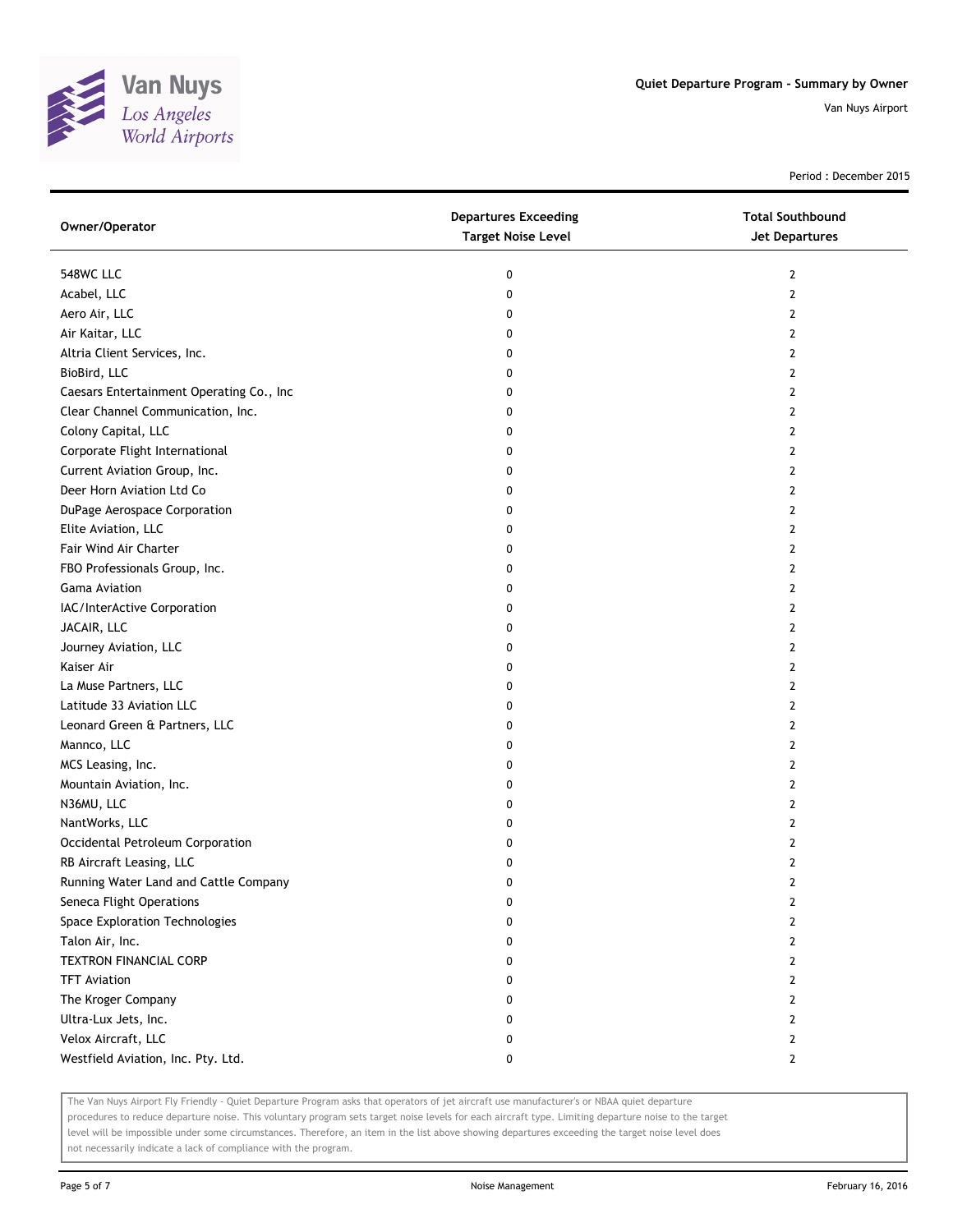Quiet Departure Program - Summary by Owner

Van Nuys Airport

Period : December 2015

| Owner/Operator | Departures Exceeding Target Noise Level | Total Southbound Jet Departures |
|---|---|---|
| 548WC LLC | 0 | 2 |
| Acabel, LLC | 0 | 2 |
| Aero Air, LLC | 0 | 2 |
| Air Kaitar, LLC | 0 | 2 |
| Altria Client Services, Inc. | 0 | 2 |
| BioBird, LLC | 0 | 2 |
| Caesars Entertainment Operating Co., Inc | 0 | 2 |
| Clear Channel Communication, Inc. | 0 | 2 |
| Colony Capital, LLC | 0 | 2 |
| Corporate Flight International | 0 | 2 |
| Current Aviation Group, Inc. | 0 | 2 |
| Deer Horn Aviation Ltd Co | 0 | 2 |
| DuPage Aerospace Corporation | 0 | 2 |
| Elite Aviation, LLC | 0 | 2 |
| Fair Wind Air Charter | 0 | 2 |
| FBO Professionals Group, Inc. | 0 | 2 |
| Gama Aviation | 0 | 2 |
| IAC/InterActive Corporation | 0 | 2 |
| JACAIR, LLC | 0 | 2 |
| Journey Aviation, LLC | 0 | 2 |
| Kaiser Air | 0 | 2 |
| La Muse Partners, LLC | 0 | 2 |
| Latitude 33 Aviation LLC | 0 | 2 |
| Leonard Green & Partners, LLC | 0 | 2 |
| Mannco, LLC | 0 | 2 |
| MCS Leasing, Inc. | 0 | 2 |
| Mountain Aviation, Inc. | 0 | 2 |
| N36MU, LLC | 0 | 2 |
| NantWorks, LLC | 0 | 2 |
| Occidental Petroleum Corporation | 0 | 2 |
| RB Aircraft Leasing, LLC | 0 | 2 |
| Running Water Land and Cattle Company | 0 | 2 |
| Seneca Flight Operations | 0 | 2 |
| Space Exploration Technologies | 0 | 2 |
| Talon Air, Inc. | 0 | 2 |
| TEXTRON FINANCIAL CORP | 0 | 2 |
| TFT Aviation | 0 | 2 |
| The Kroger Company | 0 | 2 |
| Ultra-Lux Jets, Inc. | 0 | 2 |
| Velox Aircraft, LLC | 0 | 2 |
| Westfield Aviation, Inc. Pty. Ltd. | 0 | 2 |

The Van Nuys Airport Fly Friendly - Quiet Departure Program asks that operators of jet aircraft use manufacturer's or NBAA quiet departure procedures to reduce departure noise. This voluntary program sets target noise levels for each aircraft type. Limiting departure noise to the target level will be impossible under some circumstances. Therefore, an item in the list above showing departures exceeding the target noise level does not necessarily indicate a lack of compliance with the program.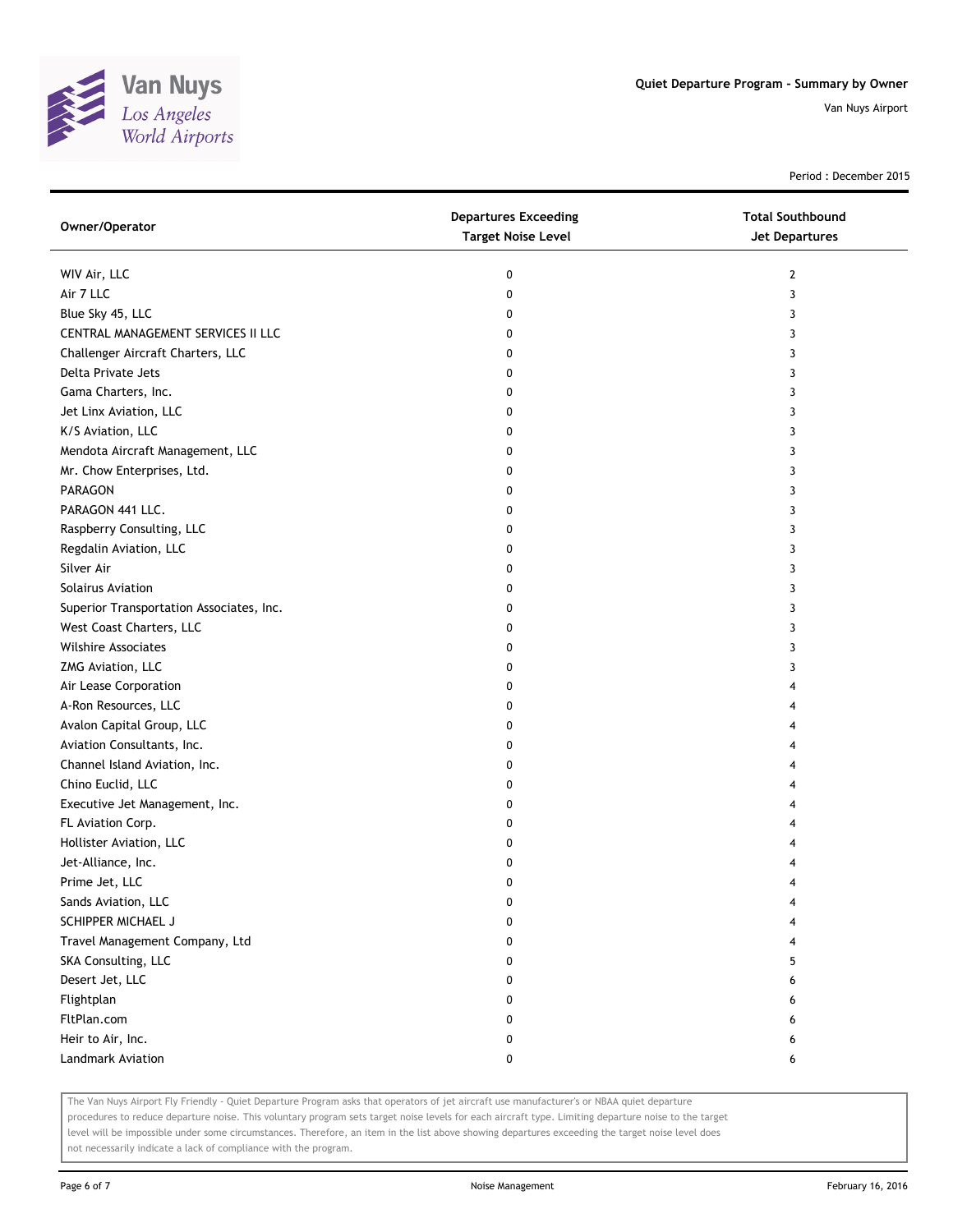# Quiet Departure Program - Summary by Owner

Van Nuys Airport

Period : December 2015

| Owner/Operator | Departures Exceeding Target Noise Level | Total Southbound Jet Departures |
|---|---|---|
| WIV Air, LLC | 0 | 2 |
| Air 7 LLC | 0 | 3 |
| Blue Sky 45, LLC | 0 | 3 |
| CENTRAL MANAGEMENT SERVICES II LLC | 0 | 3 |
| Challenger Aircraft Charters, LLC | 0 | 3 |
| Delta Private Jets | 0 | 3 |
| Gama Charters, Inc. | 0 | 3 |
| Jet Linx Aviation, LLC | 0 | 3 |
| K/S Aviation, LLC | 0 | 3 |
| Mendota Aircraft Management, LLC | 0 | 3 |
| Mr. Chow Enterprises, Ltd. | 0 | 3 |
| PARAGON | 0 | 3 |
| PARAGON 441 LLC. | 0 | 3 |
| Raspberry Consulting, LLC | 0 | 3 |
| Regdalin Aviation, LLC | 0 | 3 |
| Silver Air | 0 | 3 |
| Solairus Aviation | 0 | 3 |
| Superior Transportation Associates, Inc. | 0 | 3 |
| West Coast Charters, LLC | 0 | 3 |
| Wilshire Associates | 0 | 3 |
| ZMG Aviation, LLC | 0 | 3 |
| Air Lease Corporation | 0 | 4 |
| A-Ron Resources, LLC | 0 | 4 |
| Avalon Capital Group, LLC | 0 | 4 |
| Aviation Consultants, Inc. | 0 | 4 |
| Channel Island Aviation, Inc. | 0 | 4 |
| Chino Euclid, LLC | 0 | 4 |
| Executive Jet Management, Inc. | 0 | 4 |
| FL Aviation Corp. | 0 | 4 |
| Hollister Aviation, LLC | 0 | 4 |
| Jet-Alliance, Inc. | 0 | 4 |
| Prime Jet, LLC | 0 | 4 |
| Sands Aviation, LLC | 0 | 4 |
| SCHIPPER MICHAEL J | 0 | 4 |
| Travel Management Company, Ltd | 0 | 4 |
| SKA Consulting, LLC | 0 | 5 |
| Desert Jet, LLC | 0 | 6 |
| Flightplan | 0 | 6 |
| FltPlan.com | 0 | 6 |
| Heir to Air, Inc. | 0 | 6 |
| Landmark Aviation | 0 | 6 |

The Van Nuys Airport Fly Friendly - Quiet Departure Program asks that operators of jet aircraft use manufacturer's or NBAA quiet departure procedures to reduce departure noise. This voluntary program sets target noise levels for each aircraft type. Limiting departure noise to the target level will be impossible under some circumstances. Therefore, an item in the list above showing departures exceeding the target noise level does not necessarily indicate a lack of compliance with the program.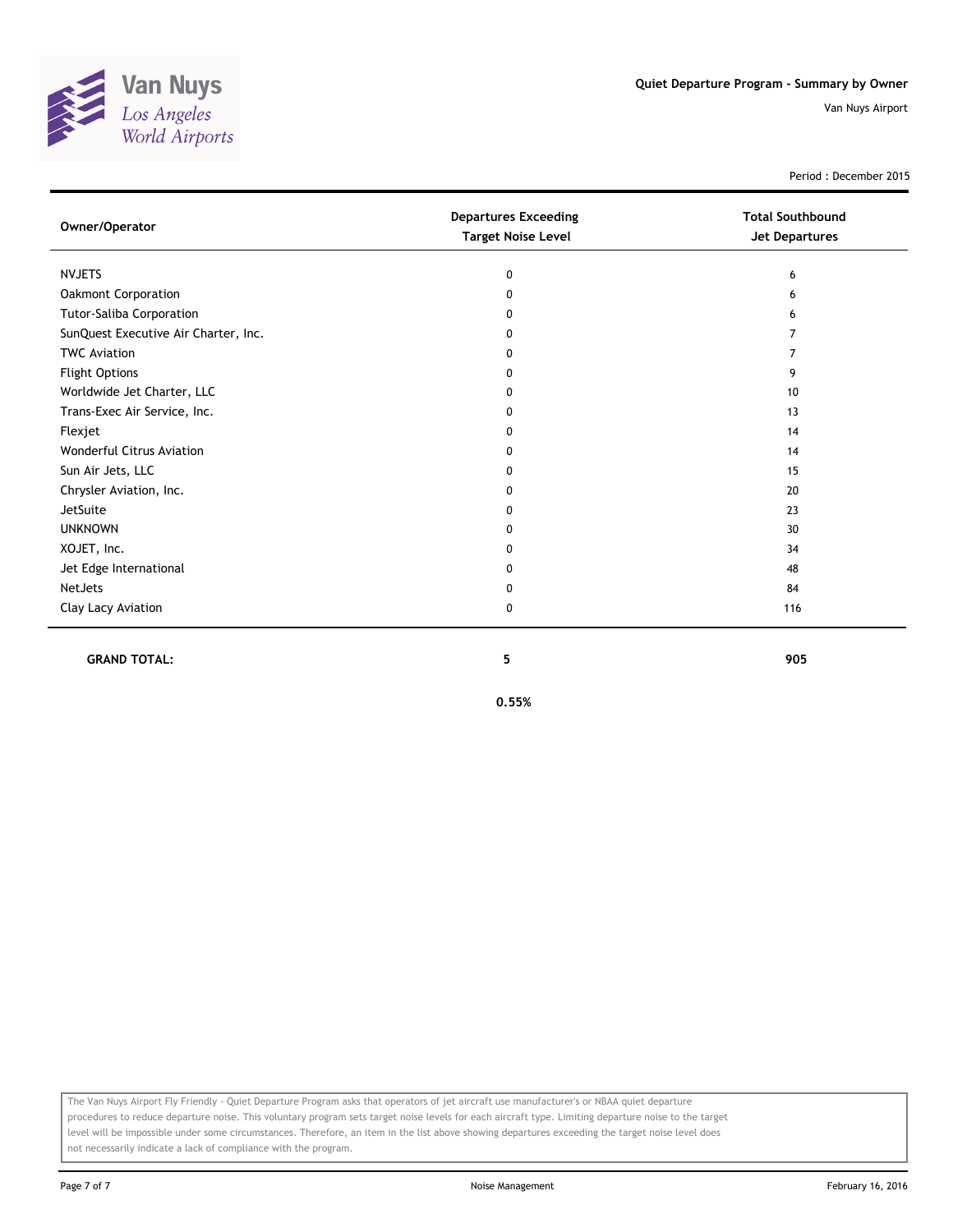**Quiet Departure Program - Summary by Owner**

Van Nuys Airport

Period : December 2015

| Owner/Operator | Departures Exceeding Target Noise Level | Total Southbound Jet Departures |
|---|---|---|
| NVJETS | 0 | 6 |
| Oakmont Corporation | 0 | 6 |
| Tutor-Saliba Corporation | 0 | 6 |
| SunQuest Executive Air Charter, Inc. | 0 | 7 |
| TWC Aviation | 0 | 7 |
| Flight Options | 0 | 9 |
| Worldwide Jet Charter, LLC | 0 | 10 |
| Trans-Exec Air Service, Inc. | 0 | 13 |
| Flexjet | 0 | 14 |
| Wonderful Citrus Aviation | 0 | 14 |
| Sun Air Jets, LLC | 0 | 15 |
| Chrysler Aviation, Inc. | 0 | 20 |
| JetSuite | 0 | 23 |
| UNKNOWN | 0 | 30 |
| XOJET, Inc. | 0 | 34 |
| Jet Edge International | 0 | 48 |
| NetJets | 0 | 84 |
| Clay Lacy Aviation | 0 | 116 |
| **GRAND TOTAL:** | **5** | **905** |
| | **0.55%** | |

The Van Nuys Airport Fly Friendly - Quiet Departure Program asks that operators of jet aircraft use manufacturer's or NBAA quiet departure procedures to reduce departure noise. This voluntary program sets target noise levels for each aircraft type. Limiting departure noise to the target level will be impossible under some circumstances. Therefore, an item in the list above showing departures exceeding the target noise level does not necessarily indicate a lack of compliance with the program.

Noise Management

February 16, 2016